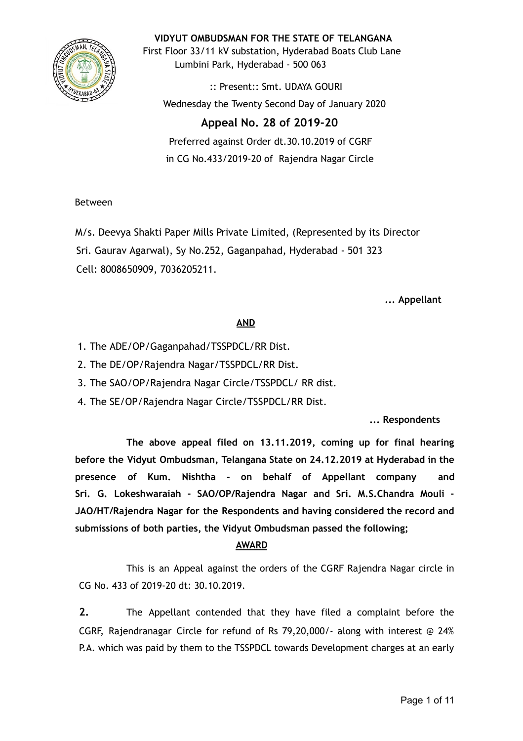**VIDYUT OMBUDSMAN FOR THE STATE OF TELANGANA**

First Floor 33/11 kV substation, Hyderabad Boats Club Lane
Lumbini Park, Hyderabad - 500 063

:: Present:: Smt. UDAYA GOURI

Wednesday the Twenty Second Day of January 2020

## Appeal No. 28 of 2019-20

Preferred against Order dt.30.10.2019 of CGRF
in CG No.433/2019-20 of Rajendra Nagar Circle

Between

M/s. Deevya Shakti Paper Mills Private Limited, (Represented by its Director Sri. Gaurav Agarwal), Sy No.252, Gaganpahad, Hyderabad - 501 323
Cell: 8008650909, 7036205211.

**... Appellant**

**AND**

1. The ADE/OP/Gaganpahad/TSSPDCL/RR Dist.
2. The DE/OP/Rajendra Nagar/TSSPDCL/RR Dist.
3. The SAO/OP/Rajendra Nagar Circle/TSSPDCL/ RR dist.
4. The SE/OP/Rajendra Nagar Circle/TSSPDCL/RR Dist.

**... Respondents**

**The above appeal filed on 13.11.2019, coming up for final hearing before the Vidyut Ombudsman, Telangana State on 24.12.2019 at Hyderabad in the presence of Kum. Nishtha - on behalf of Appellant company and Sri. G. Lokeshwaraiah - SAO/OP/Rajendra Nagar and Sri. M.S.Chandra Mouli - JAO/HT/Rajendra Nagar for the Respondents and having considered the record and submissions of both parties, the Vidyut Ombudsman passed the following;**

**AWARD**

This is an Appeal against the orders of the CGRF Rajendra Nagar circle in CG No. 433 of 2019-20 dt: 30.10.2019.

**2.** The Appellant contended that they have filed a complaint before the CGRF, Rajendranagar Circle for refund of Rs 79,20,000/- along with interest @ 24% P.A. which was paid by them to the TSSPDCL towards Development charges at an early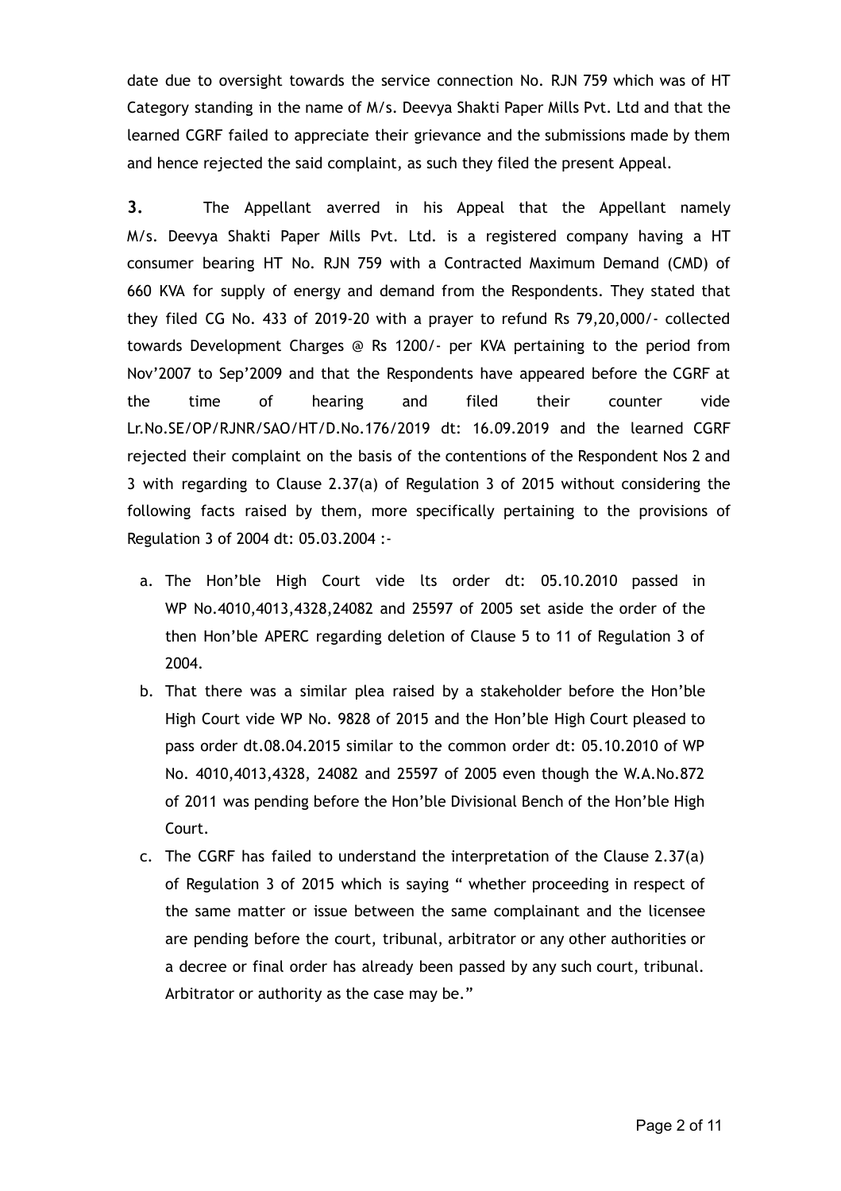date due to oversight towards the service connection No. RJN 759 which was of HT Category standing in the name of M/s. Deevya Shakti Paper Mills Pvt. Ltd and that the learned CGRF failed to appreciate their grievance and the submissions made by them and hence rejected the said complaint, as such they filed the present Appeal.

**3.** The Appellant averred in his Appeal that the Appellant namely M/s. Deevya Shakti Paper Mills Pvt. Ltd. is a registered company having a HT consumer bearing HT No. RJN 759 with a Contracted Maximum Demand (CMD) of 660 KVA for supply of energy and demand from the Respondents. They stated that they filed CG No. 433 of 2019-20 with a prayer to refund Rs 79,20,000/- collected towards Development Charges @ Rs 1200/- per KVA pertaining to the period from Nov'2007 to Sep'2009 and that the Respondents have appeared before the CGRF at the time of hearing and filed their counter vide Lr.No.SE/OP/RJNR/SAO/HT/D.No.176/2019 dt: 16.09.2019 and the learned CGRF rejected their complaint on the basis of the contentions of the Respondent Nos 2 and 3 with regarding to Clause 2.37(a) of Regulation 3 of 2015 without considering the following facts raised by them, more specifically pertaining to the provisions of Regulation 3 of 2004 dt: 05.03.2004 :-

a. The Hon'ble High Court vide lts order dt: 05.10.2010 passed in WP No.4010,4013,4328,24082 and 25597 of 2005 set aside the order of the then Hon'ble APERC regarding deletion of Clause 5 to 11 of Regulation 3 of 2004.

b. That there was a similar plea raised by a stakeholder before the Hon'ble High Court vide WP No. 9828 of 2015 and the Hon'ble High Court pleased to pass order dt.08.04.2015 similar to the common order dt: 05.10.2010 of WP No. 4010,4013,4328, 24082 and 25597 of 2005 even though the W.A.No.872 of 2011 was pending before the Hon'ble Divisional Bench of the Hon'ble High Court.

c. The CGRF has failed to understand the interpretation of the Clause 2.37(a) of Regulation 3 of 2015 which is saying " whether proceeding in respect of the same matter or issue between the same complainant and the licensee are pending before the court, tribunal, arbitrator or any other authorities or a decree or final order has already been passed by any such court, tribunal. Arbitrator or authority as the case may be."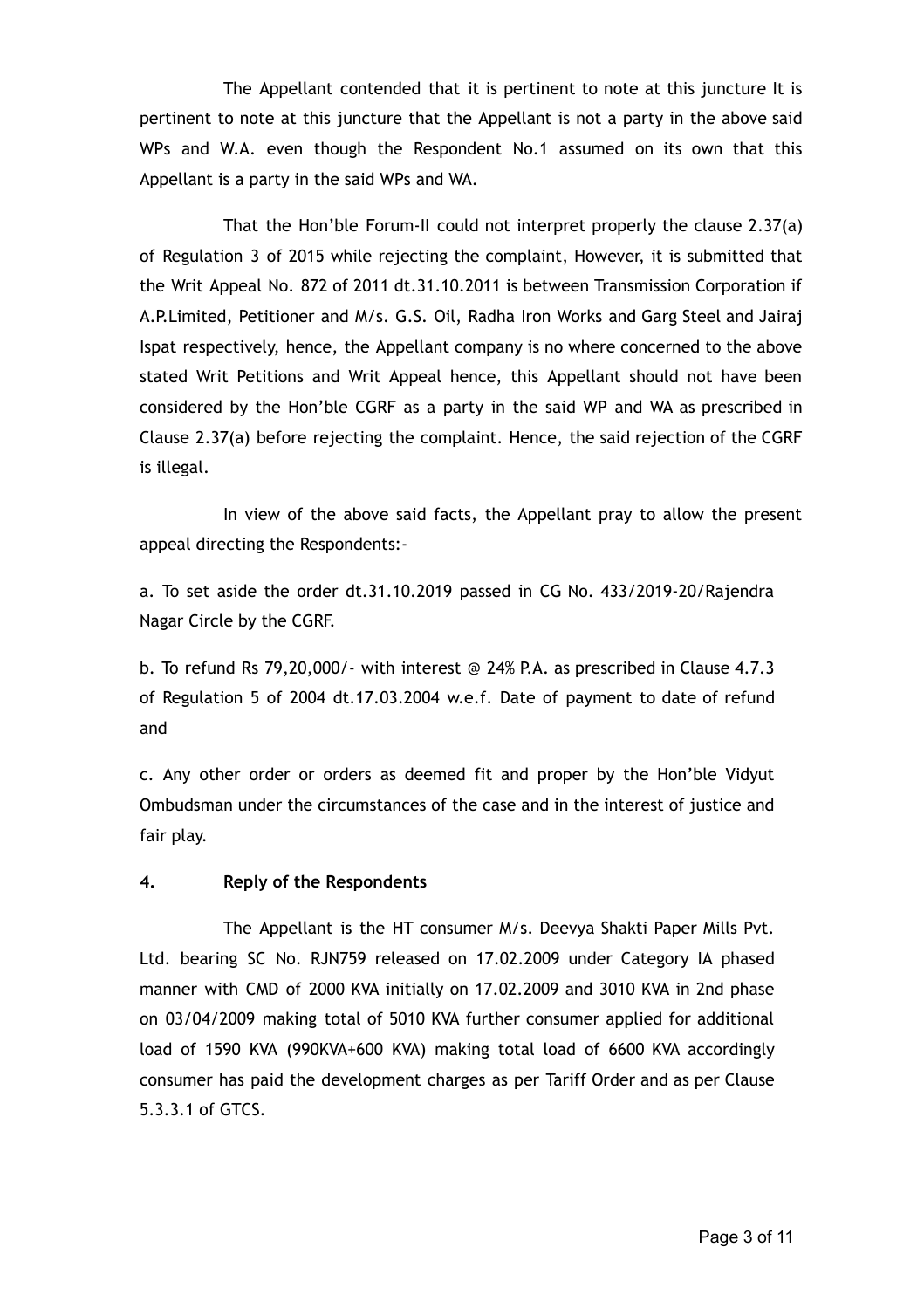The Appellant contended that it is pertinent to note at this juncture It is pertinent to note at this juncture that the Appellant is not a party in the above said WPs and W.A. even though the Respondent No.1 assumed on its own that this Appellant is a party in the said WPs and WA.

That the Hon'ble Forum-II could not interpret properly the clause 2.37(a) of Regulation 3 of 2015 while rejecting the complaint, However, it is submitted that the Writ Appeal No. 872 of 2011 dt.31.10.2011 is between Transmission Corporation if A.P.Limited, Petitioner and M/s. G.S. Oil, Radha Iron Works and Garg Steel and Jairaj Ispat respectively, hence, the Appellant company is no where concerned to the above stated Writ Petitions and Writ Appeal hence, this Appellant should not have been considered by the Hon'ble CGRF as a party in the said WP and WA as prescribed in Clause 2.37(a) before rejecting the complaint. Hence, the said rejection of the CGRF is illegal.

In view of the above said facts, the Appellant pray to allow the present appeal directing the Respondents:-

a. To set aside the order dt.31.10.2019 passed in CG No. 433/2019-20/Rajendra Nagar Circle by the CGRF.

b. To refund Rs 79,20,000/- with interest @ 24% P.A. as prescribed in Clause 4.7.3 of Regulation 5 of 2004 dt.17.03.2004 w.e.f. Date of payment to date of refund and

c. Any other order or orders as deemed fit and proper by the Hon'ble Vidyut Ombudsman under the circumstances of the case and in the interest of justice and fair play.

**4. Reply of the Respondents**

The Appellant is the HT consumer M/s. Deevya Shakti Paper Mills Pvt. Ltd. bearing SC No. RJN759 released on 17.02.2009 under Category IA phased manner with CMD of 2000 KVA initially on 17.02.2009 and 3010 KVA in 2nd phase on 03/04/2009 making total of 5010 KVA further consumer applied for additional load of 1590 KVA (990KVA+600 KVA) making total load of 6600 KVA accordingly consumer has paid the development charges as per Tariff Order and as per Clause 5.3.3.1 of GTCS.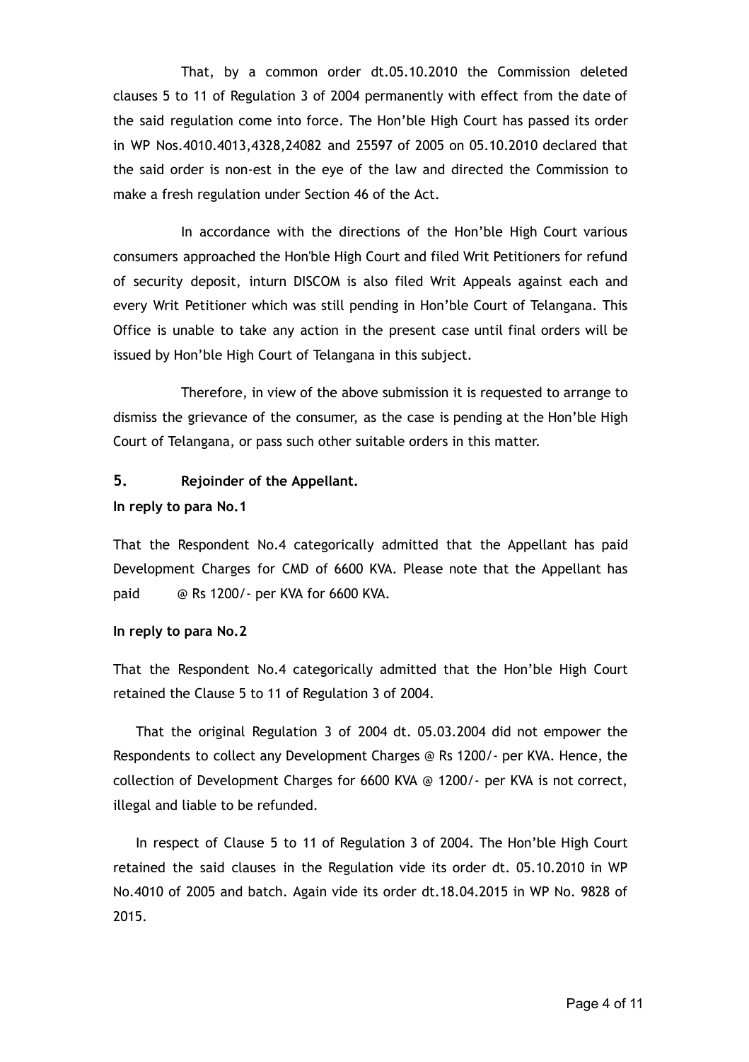That, by a common order dt.05.10.2010 the Commission deleted clauses 5 to 11 of Regulation 3 of 2004 permanently with effect from the date of the said regulation come into force. The Hon'ble High Court has passed its order in WP Nos.4010.4013,4328,24082 and 25597 of 2005 on 05.10.2010 declared that the said order is non-est in the eye of the law and directed the Commission to make a fresh regulation under Section 46 of the Act.

In accordance with the directions of the Hon'ble High Court various consumers approached the Hon'ble High Court and filed Writ Petitioners for refund of security deposit, inturn DISCOM is also filed Writ Appeals against each and every Writ Petitioner which was still pending in Hon'ble Court of Telangana. This Office is unable to take any action in the present case until final orders will be issued by Hon'ble High Court of Telangana in this subject.

Therefore, in view of the above submission it is requested to arrange to dismiss the grievance of the consumer, as the case is pending at the Hon'ble High Court of Telangana, or pass such other suitable orders in this matter.

## 5. Rejoinder of the Appellant.

**In reply to para No.1**

That the Respondent No.4 categorically admitted that the Appellant has paid Development Charges for CMD of 6600 KVA. Please note that the Appellant has paid @ Rs 1200/- per KVA for 6600 KVA.

**In reply to para No.2**

That the Respondent No.4 categorically admitted that the Hon'ble High Court retained the Clause 5 to 11 of Regulation 3 of 2004.

That the original Regulation 3 of 2004 dt. 05.03.2004 did not empower the Respondents to collect any Development Charges @ Rs 1200/- per KVA. Hence, the collection of Development Charges for 6600 KVA @ 1200/- per KVA is not correct, illegal and liable to be refunded.

In respect of Clause 5 to 11 of Regulation 3 of 2004. The Hon'ble High Court retained the said clauses in the Regulation vide its order dt. 05.10.2010 in WP No.4010 of 2005 and batch. Again vide its order dt.18.04.2015 in WP No. 9828 of 2015.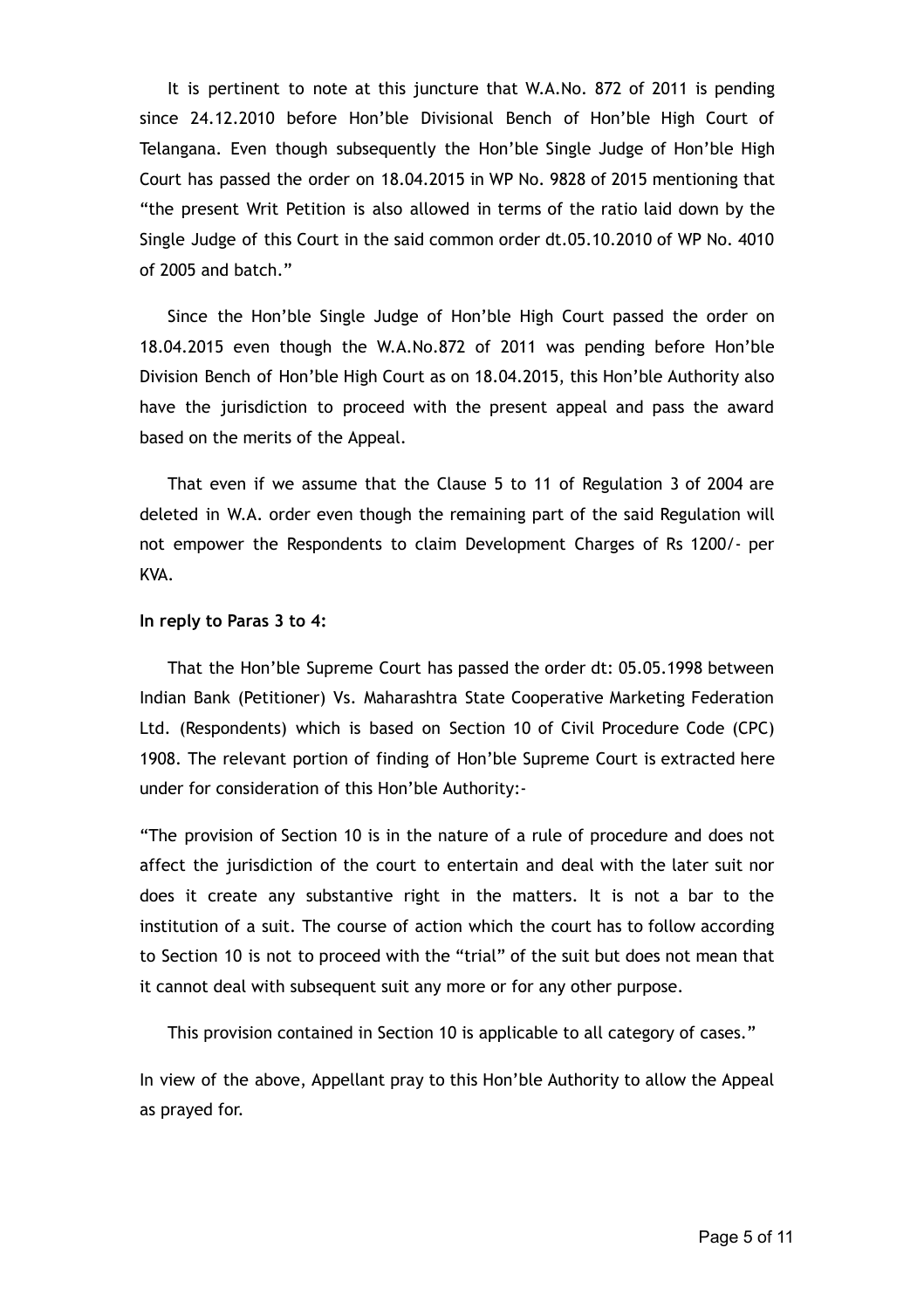It is pertinent to note at this juncture that W.A.No. 872 of 2011 is pending since 24.12.2010 before Hon'ble Divisional Bench of Hon'ble High Court of Telangana. Even though subsequently the Hon'ble Single Judge of Hon'ble High Court has passed the order on 18.04.2015 in WP No. 9828 of 2015 mentioning that "the present Writ Petition is also allowed in terms of the ratio laid down by the Single Judge of this Court in the said common order dt.05.10.2010 of WP No. 4010 of 2005 and batch."

Since the Hon'ble Single Judge of Hon'ble High Court passed the order on 18.04.2015 even though the W.A.No.872 of 2011 was pending before Hon'ble Division Bench of Hon'ble High Court as on 18.04.2015, this Hon'ble Authority also have the jurisdiction to proceed with the present appeal and pass the award based on the merits of the Appeal.

That even if we assume that the Clause 5 to 11 of Regulation 3 of 2004 are deleted in W.A. order even though the remaining part of the said Regulation will not empower the Respondents to claim Development Charges of Rs 1200/- per KVA.

**In reply to Paras 3 to 4:**

That the Hon'ble Supreme Court has passed the order dt: 05.05.1998 between Indian Bank (Petitioner) Vs. Maharashtra State Cooperative Marketing Federation Ltd. (Respondents) which is based on Section 10 of Civil Procedure Code (CPC) 1908. The relevant portion of finding of Hon'ble Supreme Court is extracted here under for consideration of this Hon'ble Authority:-

"The provision of Section 10 is in the nature of a rule of procedure and does not affect the jurisdiction of the court to entertain and deal with the later suit nor does it create any substantive right in the matters. It is not a bar to the institution of a suit. The course of action which the court has to follow according to Section 10 is not to proceed with the "trial" of the suit but does not mean that it cannot deal with subsequent suit any more or for any other purpose.

This provision contained in Section 10 is applicable to all category of cases."

In view of the above, Appellant pray to this Hon'ble Authority to allow the Appeal as prayed for.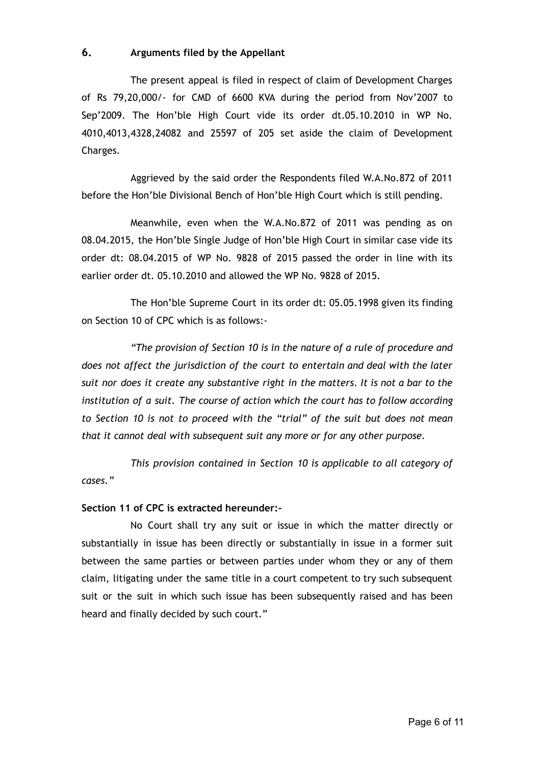## 6. Arguments filed by the Appellant

The present appeal is filed in respect of claim of Development Charges of Rs 79,20,000/- for CMD of 6600 KVA during the period from Nov'2007 to Sep'2009. The Hon'ble High Court vide its order dt.05.10.2010 in WP No. 4010,4013,4328,24082 and 25597 of 205 set aside the claim of Development Charges.

Aggrieved by the said order the Respondents filed W.A.No.872 of 2011 before the Hon'ble Divisional Bench of Hon'ble High Court which is still pending.

Meanwhile, even when the W.A.No.872 of 2011 was pending as on 08.04.2015, the Hon'ble Single Judge of Hon'ble High Court in similar case vide its order dt: 08.04.2015 of WP No. 9828 of 2015 passed the order in line with its earlier order dt. 05.10.2010 and allowed the WP No. 9828 of 2015.

The Hon'ble Supreme Court in its order dt: 05.05.1998 given its finding on Section 10 of CPC which is as follows:-

*"The provision of Section 10 is in the nature of a rule of procedure and does not affect the jurisdiction of the court to entertain and deal with the later suit nor does it create any substantive right in the matters. It is not a bar to the institution of a suit. The course of action which the court has to follow according to Section 10 is not to proceed with the "trial" of the suit but does not mean that it cannot deal with subsequent suit any more or for any other purpose.*

*This provision contained in Section 10 is applicable to all category of cases."*

**Section 11 of CPC is extracted hereunder:-**

No Court shall try any suit or issue in which the matter directly or substantially in issue has been directly or substantially in issue in a former suit between the same parties or between parties under whom they or any of them claim, litigating under the same title in a court competent to try such subsequent suit or the suit in which such issue has been subsequently raised and has been heard and finally decided by such court."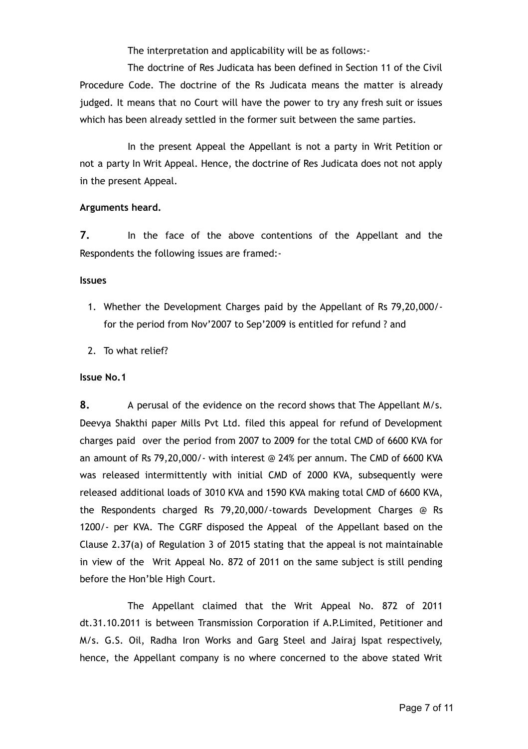The interpretation and applicability will be as follows:-

The doctrine of Res Judicata has been defined in Section 11 of the Civil Procedure Code. The doctrine of the Rs Judicata means the matter is already judged. It means that no Court will have the power to try any fresh suit or issues which has been already settled in the former suit between the same parties.

In the present Appeal the Appellant is not a party in Writ Petition or not a party In Writ Appeal. Hence, the doctrine of Res Judicata does not not apply in the present Appeal.

**Arguments heard.**

**7.** In the face of the above contentions of the Appellant and the Respondents the following issues are framed:-

**Issues**

1. Whether the Development Charges paid by the Appellant of Rs 79,20,000/- for the period from Nov'2007 to Sep'2009 is entitled for refund ? and
2. To what relief?

**Issue No.1**

**8.** A perusal of the evidence on the record shows that The Appellant M/s. Deevya Shakthi paper Mills Pvt Ltd. filed this appeal for refund of Development charges paid over the period from 2007 to 2009 for the total CMD of 6600 KVA for an amount of Rs 79,20,000/- with interest @ 24% per annum. The CMD of 6600 KVA was released intermittently with initial CMD of 2000 KVA, subsequently were released additional loads of 3010 KVA and 1590 KVA making total CMD of 6600 KVA, the Respondents charged Rs 79,20,000/-towards Development Charges @ Rs 1200/- per KVA. The CGRF disposed the Appeal of the Appellant based on the Clause 2.37(a) of Regulation 3 of 2015 stating that the appeal is not maintainable in view of the Writ Appeal No. 872 of 2011 on the same subject is still pending before the Hon'ble High Court.

The Appellant claimed that the Writ Appeal No. 872 of 2011 dt.31.10.2011 is between Transmission Corporation if A.P.Limited, Petitioner and M/s. G.S. Oil, Radha Iron Works and Garg Steel and Jairaj Ispat respectively, hence, the Appellant company is no where concerned to the above stated Writ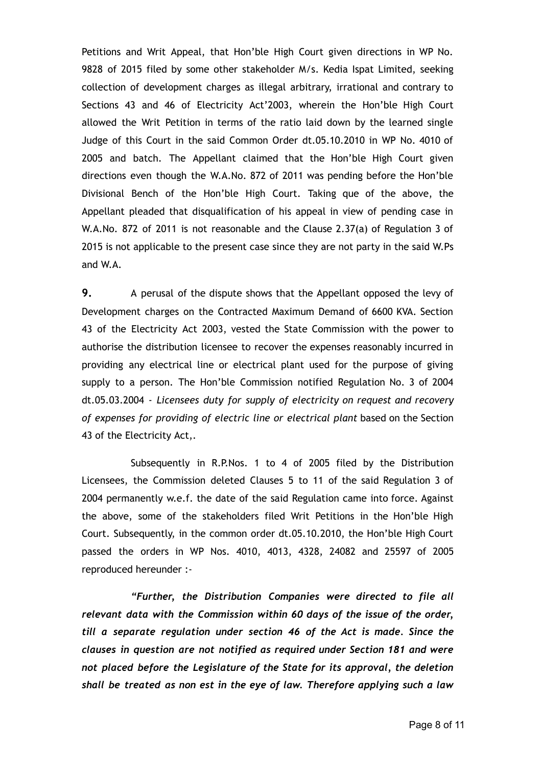Petitions and Writ Appeal, that Hon'ble High Court given directions in WP No. 9828 of 2015 filed by some other stakeholder M/s. Kedia Ispat Limited, seeking collection of development charges as illegal arbitrary, irrational and contrary to Sections 43 and 46 of Electricity Act'2003, wherein the Hon'ble High Court allowed the Writ Petition in terms of the ratio laid down by the learned single Judge of this Court in the said Common Order dt.05.10.2010 in WP No. 4010 of 2005 and batch. The Appellant claimed that the Hon'ble High Court given directions even though the W.A.No. 872 of 2011 was pending before the Hon'ble Divisional Bench of the Hon'ble High Court. Taking que of the above, the Appellant pleaded that disqualification of his appeal in view of pending case in W.A.No. 872 of 2011 is not reasonable and the Clause 2.37(a) of Regulation 3 of 2015 is not applicable to the present case since they are not party in the said W.Ps and W.A.

**9.** A perusal of the dispute shows that the Appellant opposed the levy of Development charges on the Contracted Maximum Demand of 6600 KVA. Section 43 of the Electricity Act 2003, vested the State Commission with the power to authorise the distribution licensee to recover the expenses reasonably incurred in providing any electrical line or electrical plant used for the purpose of giving supply to a person. The Hon'ble Commission notified Regulation No. 3 of 2004 dt.05.03.2004 - *Licensees duty for supply of electricity on request and recovery of expenses for providing of electric line or electrical plant* based on the Section 43 of the Electricity Act,.

Subsequently in R.P.Nos. 1 to 4 of 2005 filed by the Distribution Licensees, the Commission deleted Clauses 5 to 11 of the said Regulation 3 of 2004 permanently w.e.f. the date of the said Regulation came into force. Against the above, some of the stakeholders filed Writ Petitions in the Hon'ble High Court. Subsequently, in the common order dt.05.10.2010, the Hon'ble High Court passed the orders in WP Nos. 4010, 4013, 4328, 24082 and 25597 of 2005 reproduced hereunder :-

***"Further, the Distribution Companies were directed to file all relevant data with the Commission within 60 days of the issue of the order, till a separate regulation under section 46 of the Act is made. Since the clauses in question are not notified as required under Section 181 and were not placed before the Legislature of the State for its approval, the deletion shall be treated as non est in the eye of law. Therefore applying such a law***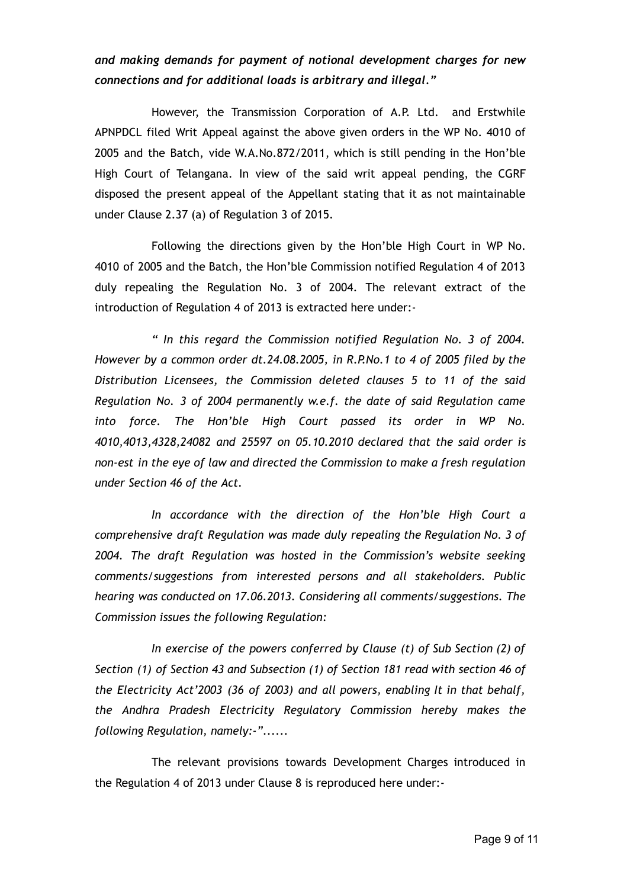***and making demands for payment of notional development charges for new connections and for additional loads is arbitrary and illegal."***

However, the Transmission Corporation of A.P. Ltd. and Erstwhile APNPDCL filed Writ Appeal against the above given orders in the WP No. 4010 of 2005 and the Batch, vide W.A.No.872/2011, which is still pending in the Hon'ble High Court of Telangana. In view of the said writ appeal pending, the CGRF disposed the present appeal of the Appellant stating that it as not maintainable under Clause 2.37 (a) of Regulation 3 of 2015.

Following the directions given by the Hon'ble High Court in WP No. 4010 of 2005 and the Batch, the Hon'ble Commission notified Regulation 4 of 2013 duly repealing the Regulation No. 3 of 2004. The relevant extract of the introduction of Regulation 4 of 2013 is extracted here under:-

*" In this regard the Commission notified Regulation No. 3 of 2004. However by a common order dt.24.08.2005, in R.P.No.1 to 4 of 2005 filed by the Distribution Licensees, the Commission deleted clauses 5 to 11 of the said Regulation No. 3 of 2004 permanently w.e.f. the date of said Regulation came into force. The Hon'ble High Court passed its order in WP No. 4010,4013,4328,24082 and 25597 on 05.10.2010 declared that the said order is non-est in the eye of law and directed the Commission to make a fresh regulation under Section 46 of the Act.*

*In accordance with the direction of the Hon'ble High Court a comprehensive draft Regulation was made duly repealing the Regulation No. 3 of 2004. The draft Regulation was hosted in the Commission's website seeking comments/suggestions from interested persons and all stakeholders. Public hearing was conducted on 17.06.2013. Considering all comments/suggestions. The Commission issues the following Regulation:*

*In exercise of the powers conferred by Clause (t) of Sub Section (2) of Section (1) of Section 43 and Subsection (1) of Section 181 read with section 46 of the Electricity Act'2003 (36 of 2003) and all powers, enabling It in that behalf, the Andhra Pradesh Electricity Regulatory Commission hereby makes the following Regulation, namely:-"......*

The relevant provisions towards Development Charges introduced in the Regulation 4 of 2013 under Clause 8 is reproduced here under:-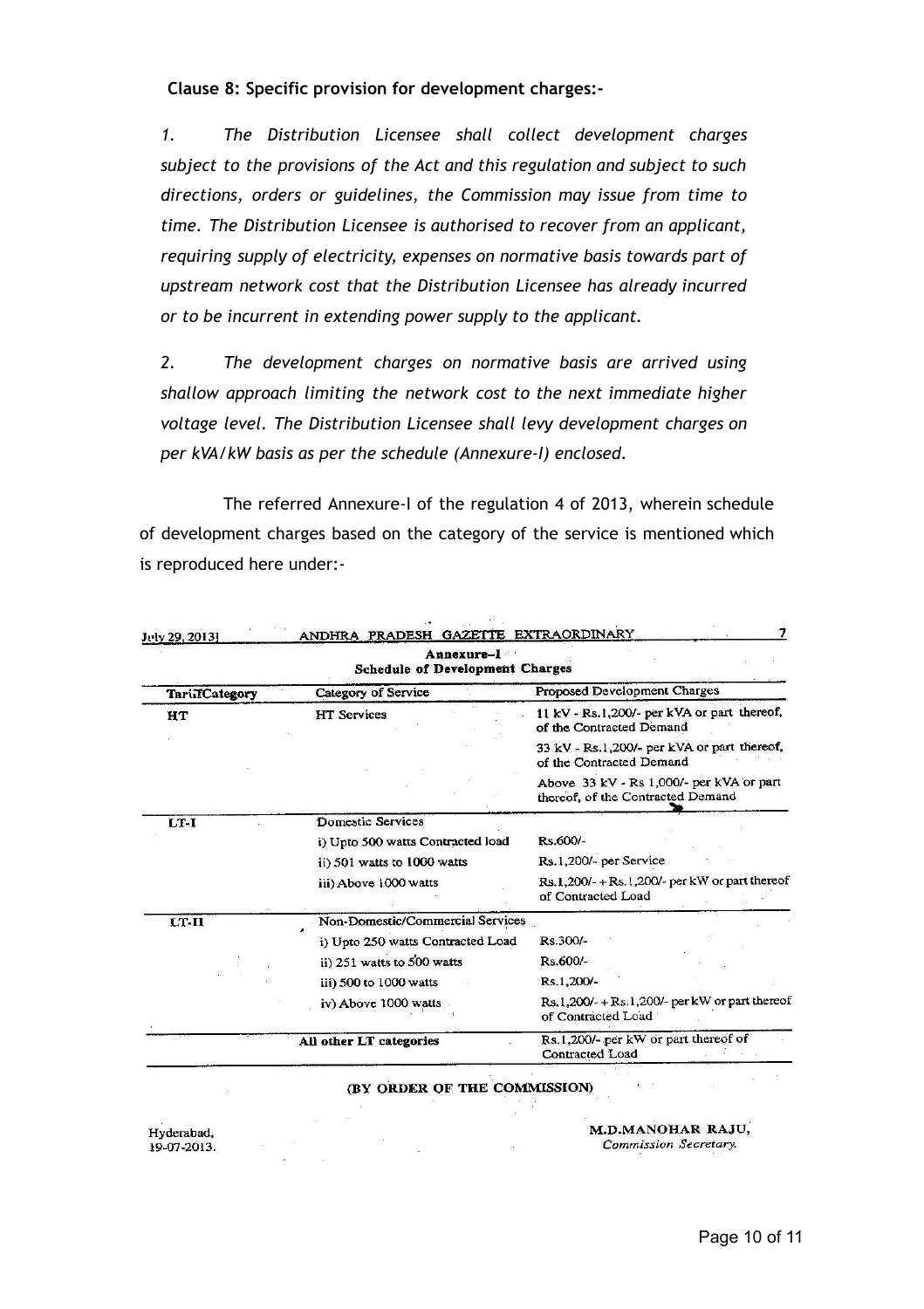**Clause 8: Specific provision for development charges:-**

*1. The Distribution Licensee shall collect development charges subject to the provisions of the Act and this regulation and subject to such directions, orders or guidelines, the Commission may issue from time to time. The Distribution Licensee is authorised to recover from an applicant, requiring supply of electricity, expenses on normative basis towards part of upstream network cost that the Distribution Licensee has already incurred or to be incurrent in extending power supply to the applicant.*

*2. The development charges on normative basis are arrived using shallow approach limiting the network cost to the next immediate higher voltage level. The Distribution Licensee shall levy development charges on per kVA/kW basis as per the schedule (Annexure-I) enclosed.*

The referred Annexure-I of the regulation 4 of 2013, wherein schedule of development charges based on the category of the service is mentioned which is reproduced here under:-

July 29, 2013] ANDHRA PRADESH GAZETTE EXTRAORDINARY 7

**Annexure–I**
**Schedule of Development Charges**

| Tariff Category | Category of Service | Proposed Development Charges |
|---|---|---|
| HT | HT Services | 11 kV - Rs.1,200/- per kVA or part thereof, of the Contracted Demand |
| | | 33 kV - Rs.1,200/- per kVA or part thereof, of the Contracted Demand |
| | | Above 33 kV - Rs 1,000/- per kVA or part thereof, of the Contracted Demand |
| LT-I | Domestic Services | |
| | i) Upto 500 watts Contracted load | Rs.600/- |
| | ii) 501 watts to 1000 watts | Rs.1,200/- per Service |
| | iii) Above 1000 watts | Rs.1,200/- + Rs.1,200/- per kW or part thereof of Contracted Load |
| LT-II | Non-Domestic/Commercial Services | |
| | i) Upto 250 watts Contracted Load | Rs.300/- |
| | ii) 251 watts to 500 watts | Rs.600/- |
| | iii) 500 to 1000 watts | Rs.1,200/- |
| | iv) Above 1000 watts | Rs.1,200/- + Rs.1,200/- per kW or part thereof of Contracted Load |
| | All other LT categories | Rs.1,200/- per kW or part thereof of Contracted Load |

**(BY ORDER OF THE COMMISSION)**

Hyderabad,
19-07-2013.

**M.D.MANOHAR RAJU,**
*Commission Secretary.*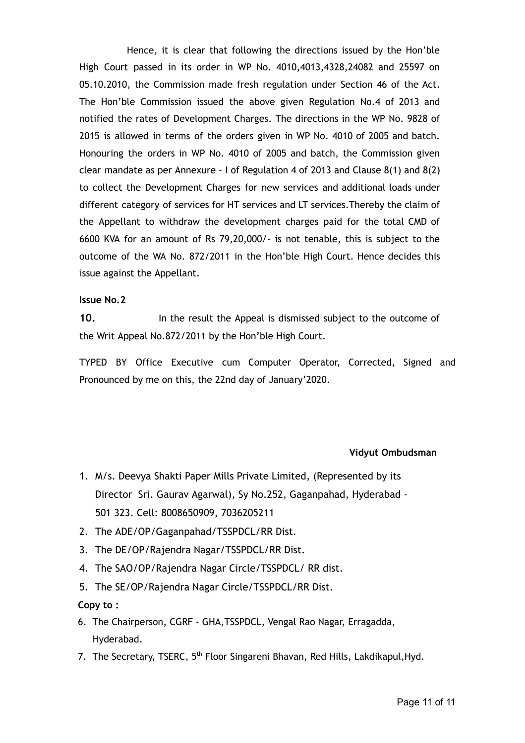Hence, it is clear that following the directions issued by the Hon'ble High Court passed in its order in WP No. 4010,4013,4328,24082 and 25597 on 05.10.2010, the Commission made fresh regulation under Section 46 of the Act. The Hon'ble Commission issued the above given Regulation No.4 of 2013 and notified the rates of Development Charges. The directions in the WP No. 9828 of 2015 is allowed in terms of the orders given in WP No. 4010 of 2005 and batch. Honouring the orders in WP No. 4010 of 2005 and batch, the Commission given clear mandate as per Annexure - I of Regulation 4 of 2013 and Clause 8(1) and 8(2) to collect the Development Charges for new services and additional loads under different category of services for HT services and LT services.Thereby the claim of the Appellant to withdraw the development charges paid for the total CMD of 6600 KVA for an amount of Rs 79,20,000/- is not tenable, this is subject to the outcome of the WA No. 872/2011 in the Hon'ble High Court. Hence decides this issue against the Appellant.

**Issue No.2**

**10.** In the result the Appeal is dismissed subject to the outcome of the Writ Appeal No.872/2011 by the Hon'ble High Court.

TYPED BY Office Executive cum Computer Operator, Corrected, Signed and Pronounced by me on this, the 22nd day of January'2020.

**Vidyut Ombudsman**

1. M/s. Deevya Shakti Paper Mills Private Limited, (Represented by its Director Sri. Gaurav Agarwal), Sy No.252, Gaganpahad, Hyderabad - 501 323. Cell: 8008650909, 7036205211
2. The ADE/OP/Gaganpahad/TSSPDCL/RR Dist.
3. The DE/OP/Rajendra Nagar/TSSPDCL/RR Dist.
4. The SAO/OP/Rajendra Nagar Circle/TSSPDCL/ RR dist.
5. The SE/OP/Rajendra Nagar Circle/TSSPDCL/RR Dist.

**Copy to :**

6. The Chairperson, CGRF - GHA,TSSPDCL, Vengal Rao Nagar, Erragadda, Hyderabad.
7. The Secretary, TSERC, 5th Floor Singareni Bhavan, Red Hills, Lakdikapul,Hyd.